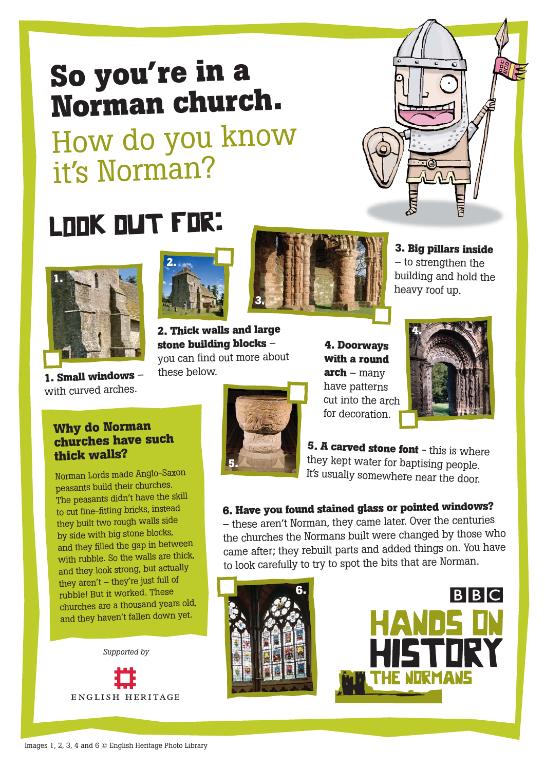# So you're in a Norman church.

## How do you know it's Norman?

## LOOK OUT FOR:

**1. Small windows** – with curved arches.

**2. Thick walls and large stone building blocks** – you can find out more about these below.

**3. Big pillars inside** – to strengthen the building and hold the heavy roof up.

**4. Doorways with a round arch** – many have patterns cut into the arch for decoration.

**5. A carved stone font** - this is where they kept water for baptising people. It's usually somewhere near the door.

**6. Have you found stained glass or pointed windows?** – these aren't Norman, they came later. Over the centuries the churches the Normans built were changed by those who came after; they rebuilt parts and added things on. You have to look carefully to try to spot the bits that are Norman.

### Why do Norman churches have such thick walls?

Norman Lords made Anglo-Saxon peasants build their churches. The peasants didn't have the skill to cut fine-fitting bricks, instead they built two rough walls side by side with big stone blocks, and they filled the gap in between with rubble. So the walls are thick, and they look strong, but actually they aren't – they're just full of rubble! But it worked. These churches are a thousand years old, and they haven't fallen down yet.

*Supported by*

ENGLISH HERITAGE

BBC HANDS ON HISTORY THE NORMANS

Images 1, 2, 3, 4 and 6 © English Heritage Photo Library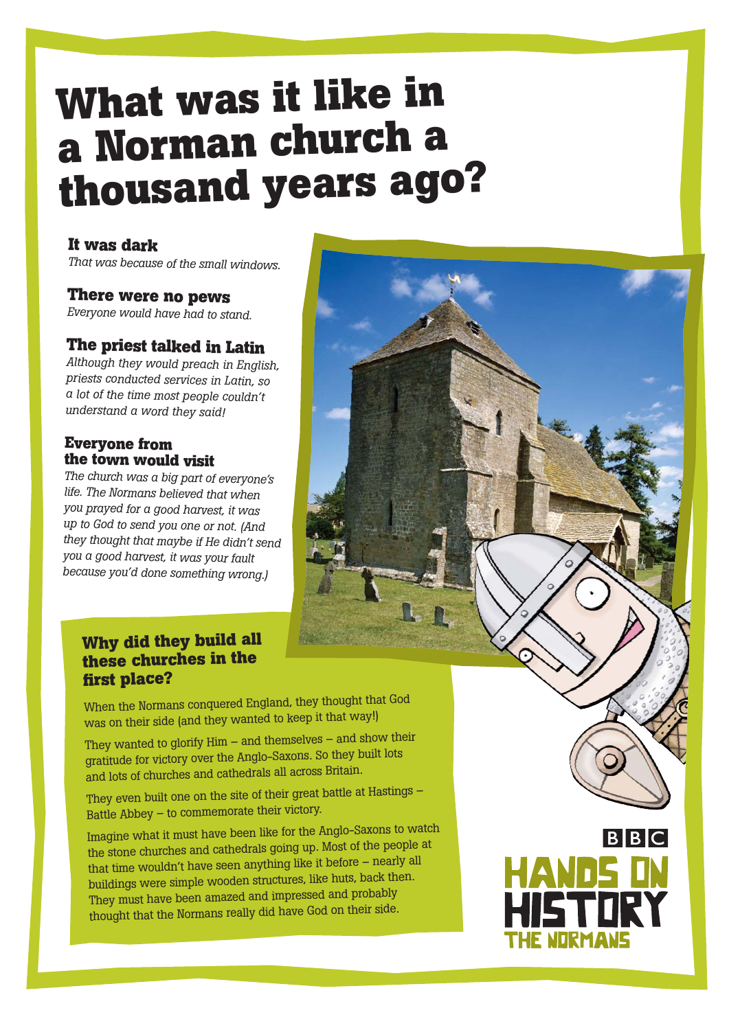# What was it like in a Norman church a thousand years ago?

### It was dark

*That was because of the small windows.*

### There were no pews

*Everyone would have had to stand.*

### The priest talked in Latin

*Although they would preach in English, priests conducted services in Latin, so a lot of the time most people couldn't understand a word they said!*

### Everyone from the town would visit

*The church was a big part of everyone's life. The Normans believed that when you prayed for a good harvest, it was up to God to send you one or not. (And they thought that maybe if He didn't send you a good harvest, it was your fault because you'd done something wrong.)*

## Why did they build all these churches in the first place?

When the Normans conquered England, they thought that God was on their side (and they wanted to keep it that way!)

They wanted to glorify Him – and themselves – and show their gratitude for victory over the Anglo-Saxons. So they built lots and lots of churches and cathedrals all across Britain.

They even built one on the site of their great battle at Hastings – Battle Abbey – to commemorate their victory.

Imagine what it must have been like for the Anglo-Saxons to watch the stone churches and cathedrals going up. Most of the people at that time wouldn't have seen anything like it before – nearly all buildings were simple wooden structures, like huts, back then. They must have been amazed and impressed and probably thought that the Normans really did have God on their side.

BBC HANDS ON HISTORY THE NORMANS